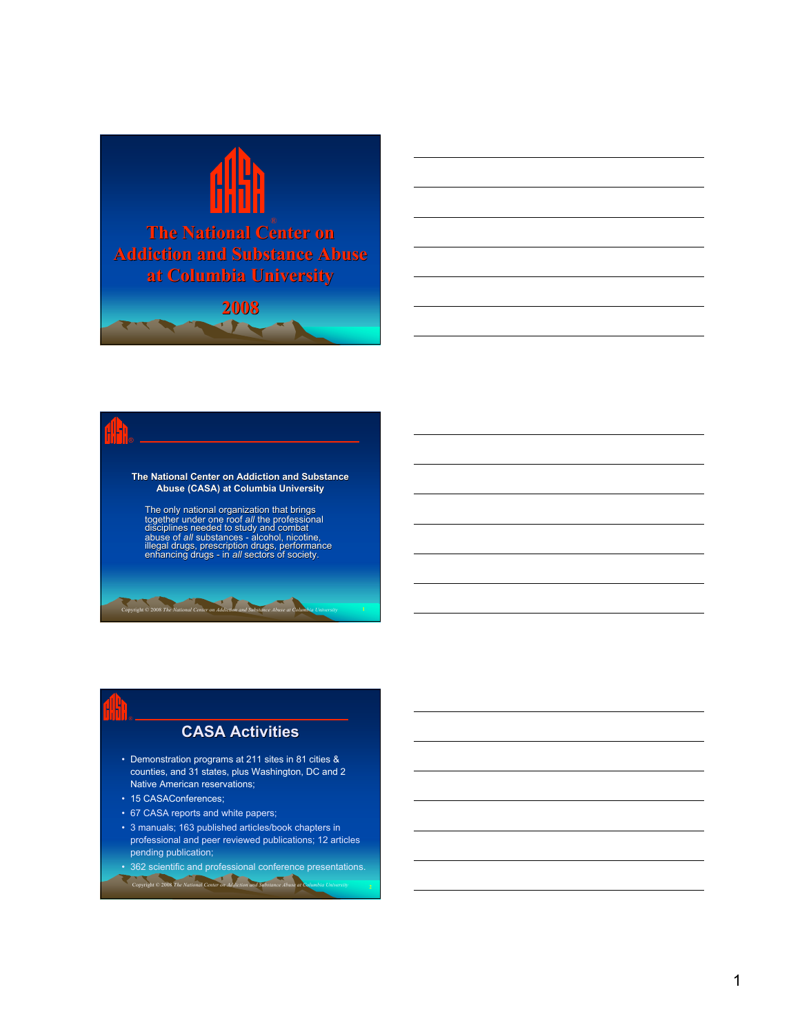# The National Center on Addiction and Substance Abuse at Columbia University

## 2008

---

**The National Center on Addiction and Substance Abuse (CASA) at Columbia University**

The only national organization that brings together under one roof *all* the professional disciplines needed to study and combat abuse of *all* substances - alcohol, nicotine, illegal drugs, prescription drugs, performance enhancing drugs - in *all* sectors of society.

Copyright © 2008 *The National Center on Addiction and Substance Abuse at Columbia University*

---

## CASA Activities

- Demonstration programs at 211 sites in 81 cities & counties, and 31 states, plus Washington, DC and 2 Native American reservations;
- 15 CASAConferences;
- 67 CASA reports and white papers;
- 3 manuals; 163 published articles/book chapters in professional and peer reviewed publications; 12 articles pending publication;
- 362 scientific and professional conference presentations.

Copyright © 2008 *The National Center on Addiction and Substance Abuse at Columbia University*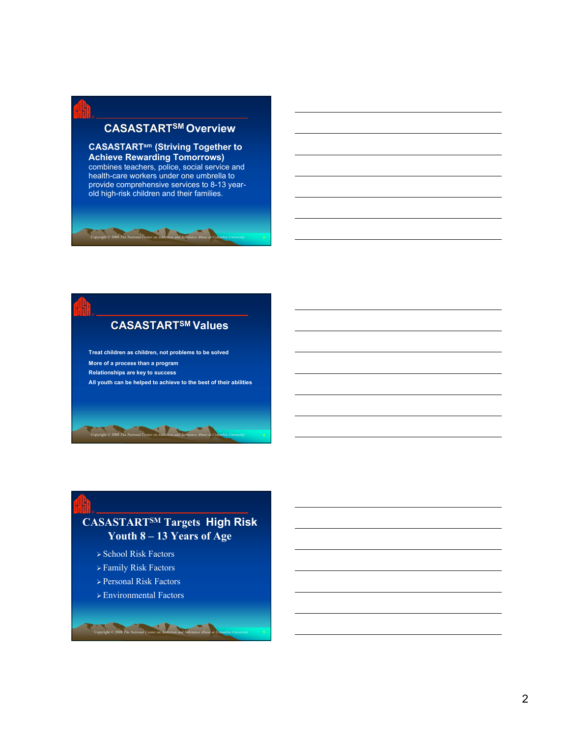## CASASTART[SM] Overview

**CASASTART[sm] (Striving Together to Achieve Rewarding Tomorrows)** combines teachers, police, social service and health-care workers under one umbrella to provide comprehensive services to 8-13 year-old high-risk children and their families.

Copyright © 2008 The National Center on Addiction and Substance Abuse at Columbia University

## CASASTART[SM] Values

**Treat children as children, not problems to be solved**

**More of a process than a program**

**Relationships are key to success**

**All youth can be helped to achieve to the best of their abilities**

Copyright © 2008 The National Center on Addiction and Substance Abuse at Columbia University

## CASASTART[SM] Targets High Risk Youth 8 – 13 Years of Age

- School Risk Factors
- Family Risk Factors
- Personal Risk Factors
- Environmental Factors

Copyright © 2008 The National Center on Addiction and Substance Abuse at Columbia University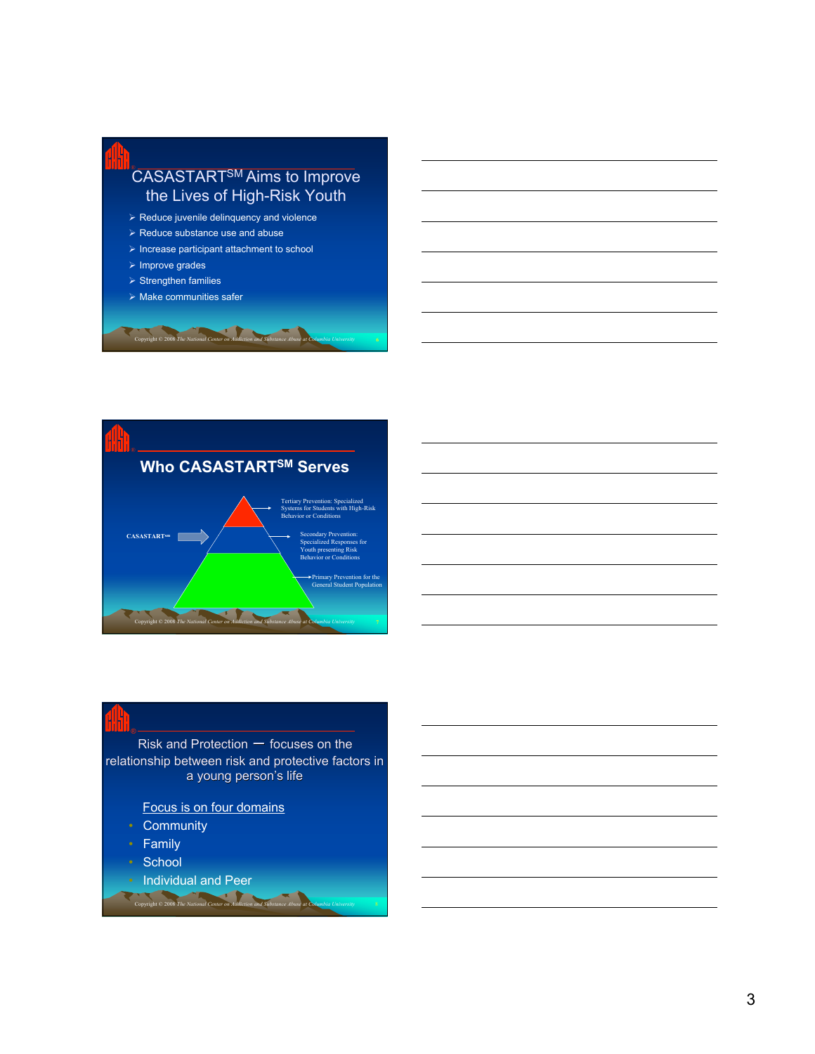## CASASTART℠ Aims to Improve the Lives of High-Risk Youth

- Reduce juvenile delinquency and violence
- Reduce substance use and abuse
- Increase participant attachment to school
- Improve grades
- Strengthen families
- Make communities safer

Copyright © 2008 *The National Center on Addiction and Substance Abuse at Columbia University*

## Who CASASTART℠ Serves

CASASTART℠ →

- Tertiary Prevention: Specialized Systems for Students with High-Risk Behavior or Conditions
- Secondary Prevention: Specialized Responses for Youth presenting Risk Behavior or Conditions
- Primary Prevention for the General Student Population

Copyright © 2008 *The National Center on Addiction and Substance Abuse at Columbia University*

## Risk and Protection — focuses on the relationship between risk and protective factors in a young person's life

Focus is on four domains

- Community
- Family
- School
- Individual and Peer

Copyright © 2008 *The National Center on Addiction and Substance Abuse at Columbia University*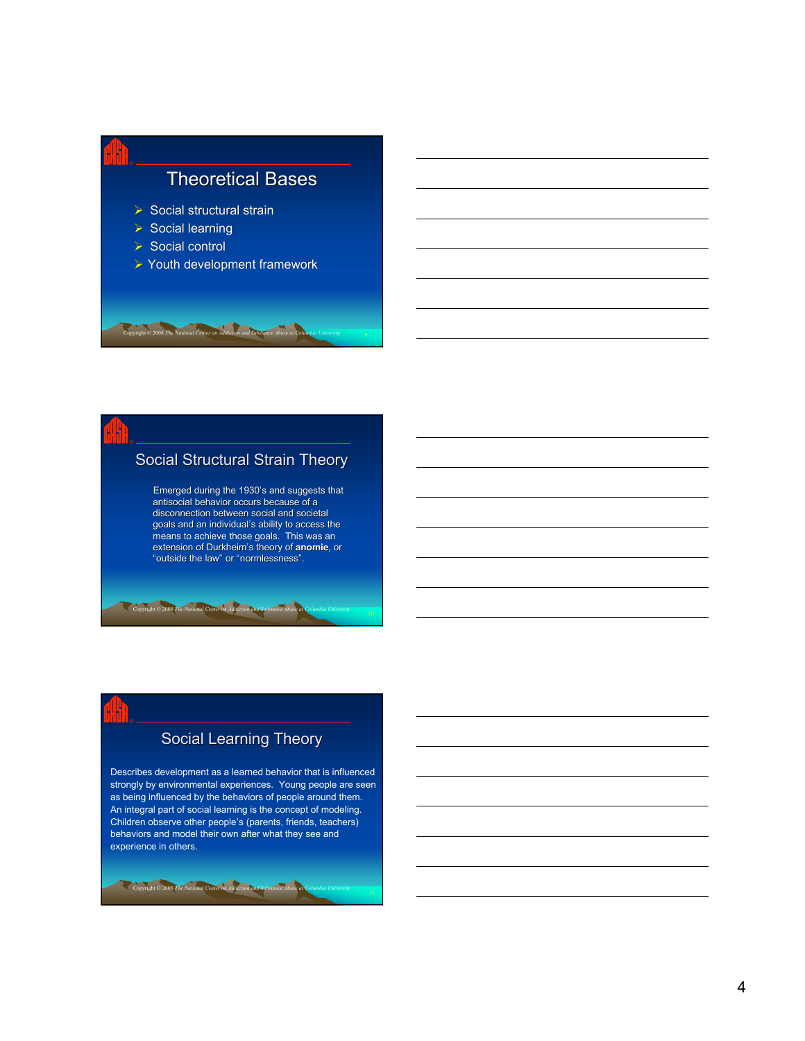## Theoretical Bases

- Social structural strain
- Social learning
- Social control
- Youth development framework

Copyright © 2008 *The National Center on Addiction and Substance Abuse at Columbia University*

## Social Structural Strain Theory

Emerged during the 1930's and suggests that antisocial behavior occurs because of a disconnection between social and societal goals and an individual's ability to access the means to achieve those goals. This was an extension of Durkheim's theory of **anomie**, or "outside the law" or "normlessness".

Copyright © 2008 *The National Center on Addiction and Substance Abuse at Columbia University*

## Social Learning Theory

Describes development as a learned behavior that is influenced strongly by environmental experiences. Young people are seen as being influenced by the behaviors of people around them. An integral part of social learning is the concept of modeling. Children observe other people's (parents, friends, teachers) behaviors and model their own after what they see and experience in others.

Copyright © 2008 *The National Center on Addiction and Substance Abuse at Columbia University*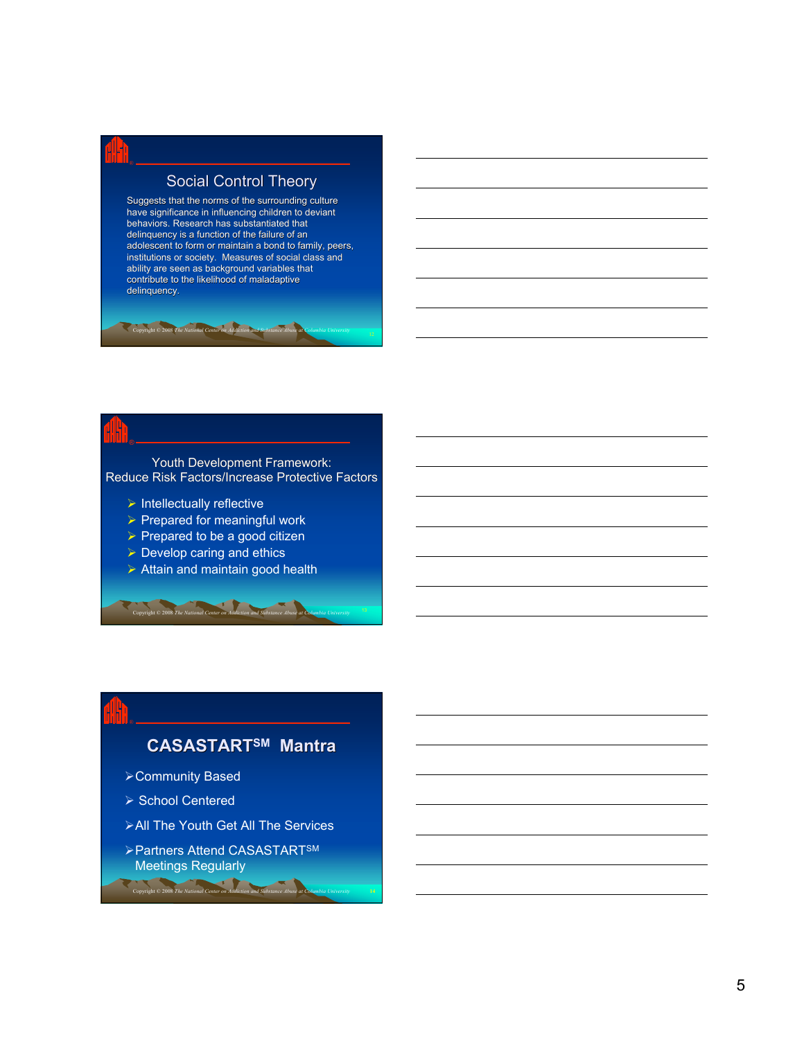## Social Control Theory

Suggests that the norms of the surrounding culture have significance in influencing children to deviant behaviors. Research has substantiated that delinquency is a function of the failure of an adolescent to form or maintain a bond to family, peers, institutions or society. Measures of social class and ability are seen as background variables that contribute to the likelihood of maladaptive delinquency.

Copyright © 2008 The National Center on Addiction and Substance Abuse at Columbia University

## Youth Development Framework: Reduce Risk Factors/Increase Protective Factors

- Intellectually reflective
- Prepared for meaningful work
- Prepared to be a good citizen
- Develop caring and ethics
- Attain and maintain good health

Copyright © 2008 The National Center on Addiction and Substance Abuse at Columbia University

## CASASTART℠ Mantra

- Community Based
- School Centered
- All The Youth Get All The Services
- Partners Attend CASASTART℠ Meetings Regularly

Copyright © 2008 The National Center on Addiction and Substance Abuse at Columbia University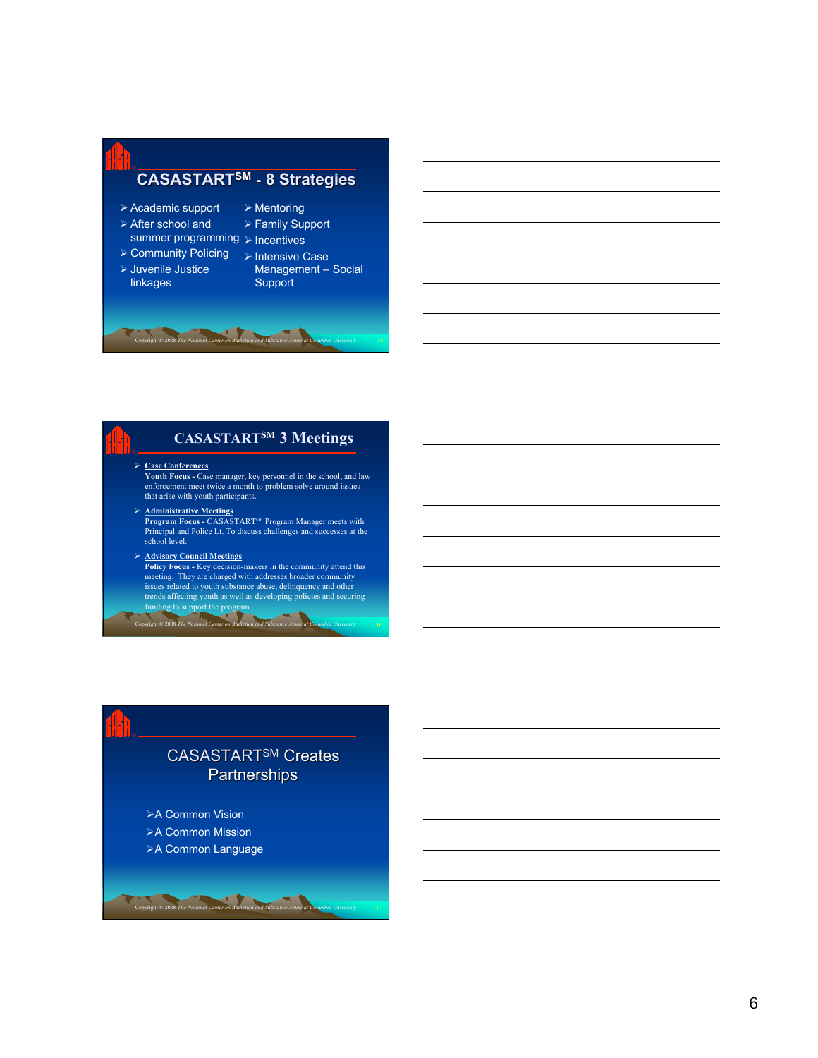## CASASTART℠ - 8 Strategies

- Academic support
- After school and summer programming
- Community Policing
- Juvenile Justice linkages
- Mentoring
- Family Support
- Incentives
- Intensive Case Management – Social Support

Copyright © 2008 *The National Center on Addiction and Substance Abuse at Columbia University*

## CASASTART℠ 3 Meetings

- **Case Conferences**
  **Youth Focus -** Case manager, key personnel in the school, and law enforcement meet twice a month to problem solve around issues that arise with youth participants.
- **Administrative Meetings**
  **Program Focus -** CASASTART℠ Program Manager meets with Principal and Police Lt. To discuss challenges and successes at the school level.
- **Advisory Council Meetings**
  **Policy Focus -** Key decision-makers in the community attend this meeting. They are charged with addresses broader community issues related to youth substance abuse, delinquency and other trends affecting youth as well as developing policies and securing funding to support the program.

Copyright © 2008 *The National Center on Addiction and Substance Abuse at Columbia University*

## CASASTART℠ Creates Partnerships

- A Common Vision
- A Common Mission
- A Common Language

Copyright © 2008 *The National Center on Addiction and Substance Abuse at Columbia University*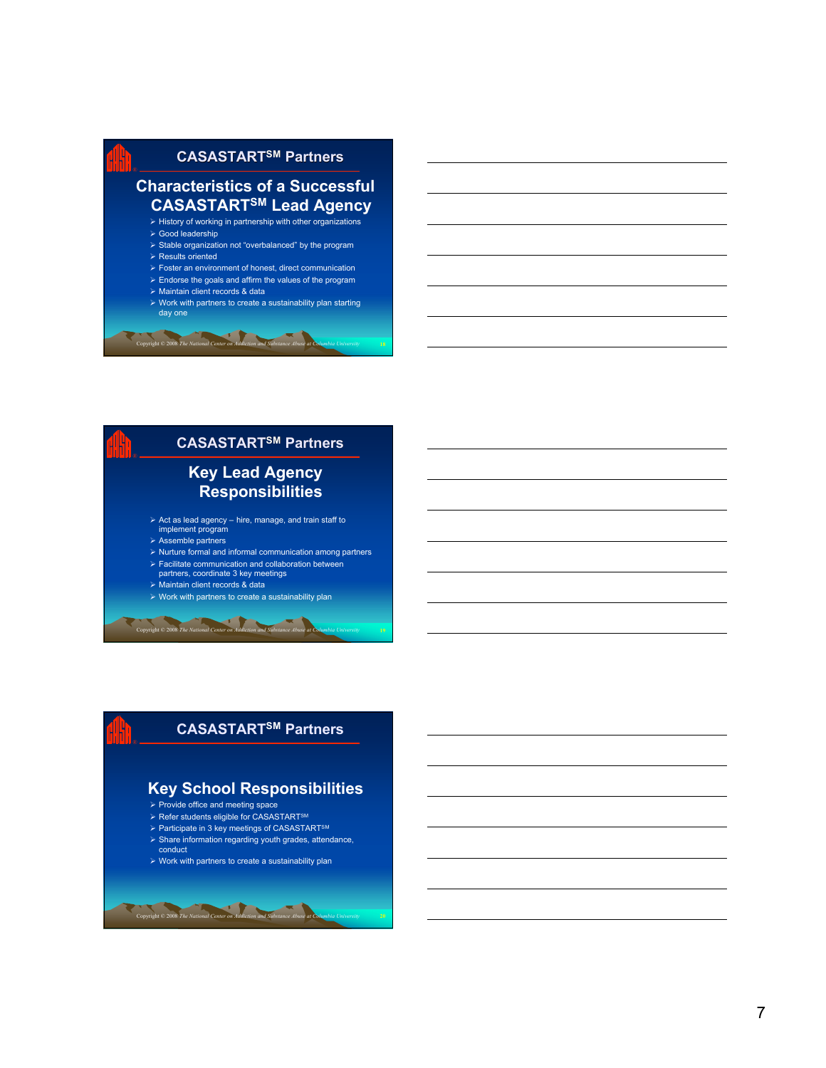## CASASTART[SM] Partners

### Characteristics of a Successful CASASTART[SM] Lead Agency

- History of working in partnership with other organizations
- Good leadership
- Stable organization not "overbalanced" by the program
- Results oriented
- Foster an environment of honest, direct communication
- Endorse the goals and affirm the values of the program
- Maintain client records & data
- Work with partners to create a sustainability plan starting day one

Copyright © 2008 *The National Center on Addiction and Substance Abuse at Columbia University*

## CASASTART[SM] Partners

### Key Lead Agency Responsibilities

- Act as lead agency – hire, manage, and train staff to implement program
- Assemble partners
- Nurture formal and informal communication among partners
- Facilitate communication and collaboration between partners, coordinate 3 key meetings
- Maintain client records & data
- Work with partners to create a sustainability plan

Copyright © 2008 *The National Center on Addiction and Substance Abuse at Columbia University*

## CASASTART[SM] Partners

### Key School Responsibilities

- Provide office and meeting space
- Refer students eligible for CASASTART[SM]
- Participate in 3 key meetings of CASASTART[SM]
- Share information regarding youth grades, attendance, conduct
- Work with partners to create a sustainability plan

Copyright © 2008 *The National Center on Addiction and Substance Abuse at Columbia University*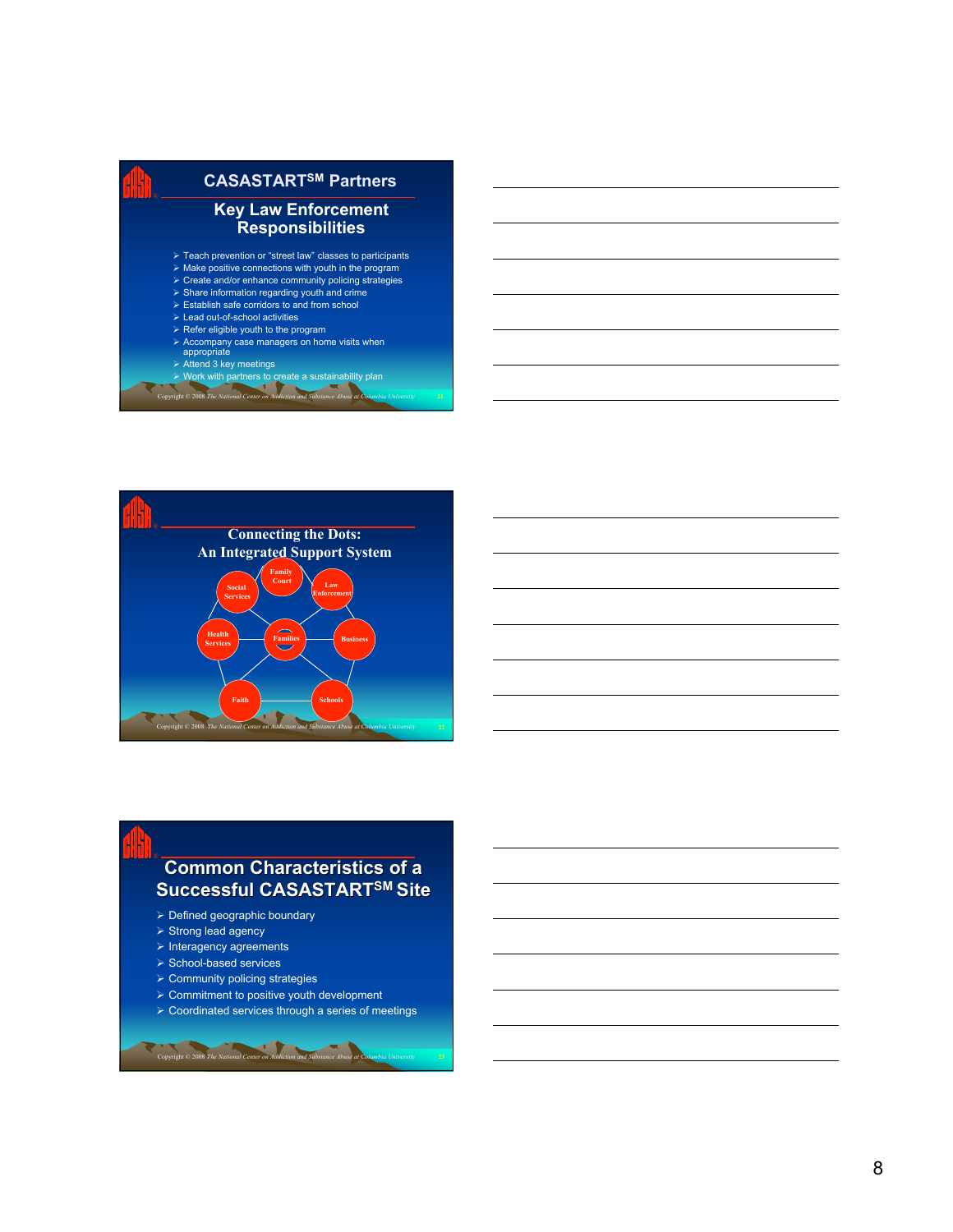## CASASTART^SM Partners

### Key Law Enforcement Responsibilities

- Teach prevention or "street law" classes to participants
- Make positive connections with youth in the program
- Create and/or enhance community policing strategies
- Share information regarding youth and crime
- Establish safe corridors to and from school
- Lead out-of-school activities
- Refer eligible youth to the program
- Accompany case managers on home visits when appropriate
- Attend 3 key meetings
- Work with partners to create a sustainability plan

Copyright © 2008 The National Center on Addiction and Substance Abuse at Columbia University

## Connecting the Dots: An Integrated Support System

Family Court, Law Enforcement, Social Services, Health Services, Families, Business, Faith, Schools

Copyright © 2008 The National Center on Addiction and Substance Abuse at Columbia University

## Common Characteristics of a Successful CASASTART^SM Site

- Defined geographic boundary
- Strong lead agency
- Interagency agreements
- School-based services
- Community policing strategies
- Commitment to positive youth development
- Coordinated services through a series of meetings

Copyright © 2008 The National Center on Addiction and Substance Abuse at Columbia University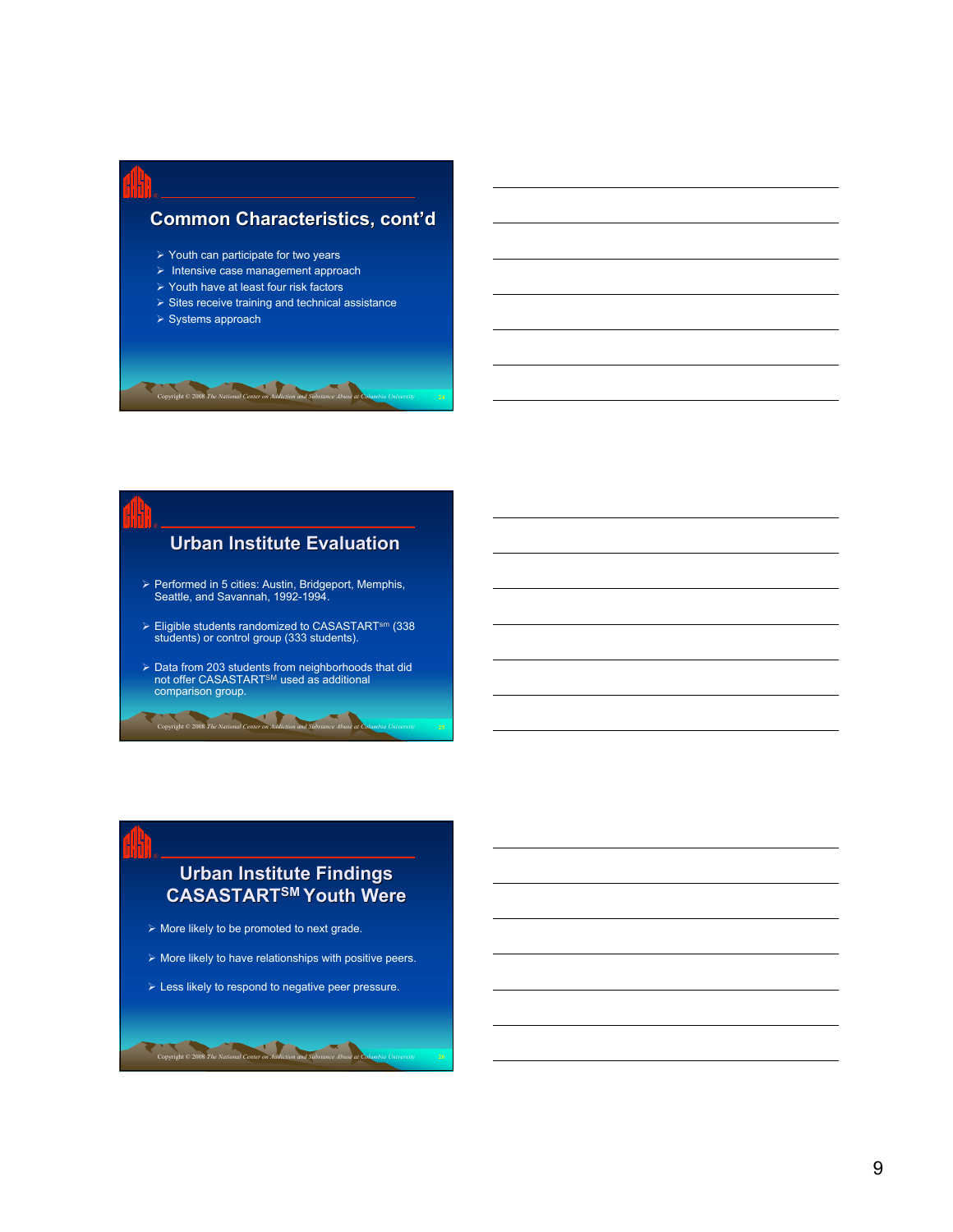## Common Characteristics, cont'd

- Youth can participate for two years
- Intensive case management approach
- Youth have at least four risk factors
- Sites receive training and technical assistance
- Systems approach

Copyright © 2008 The National Center on Addiction and Substance Abuse at Columbia University

## Urban Institute Evaluation

- Performed in 5 cities: Austin, Bridgeport, Memphis, Seattle, and Savannah, 1992-1994.
- Eligible students randomized to CASASTART[sm] (338 students) or control group (333 students).
- Data from 203 students from neighborhoods that did not offer CASASTART[SM] used as additional comparison group.

Copyright © 2008 The National Center on Addiction and Substance Abuse at Columbia University

## Urban Institute Findings CASASTART[SM] Youth Were

- More likely to be promoted to next grade.
- More likely to have relationships with positive peers.
- Less likely to respond to negative peer pressure.

Copyright © 2008 The National Center on Addiction and Substance Abuse at Columbia University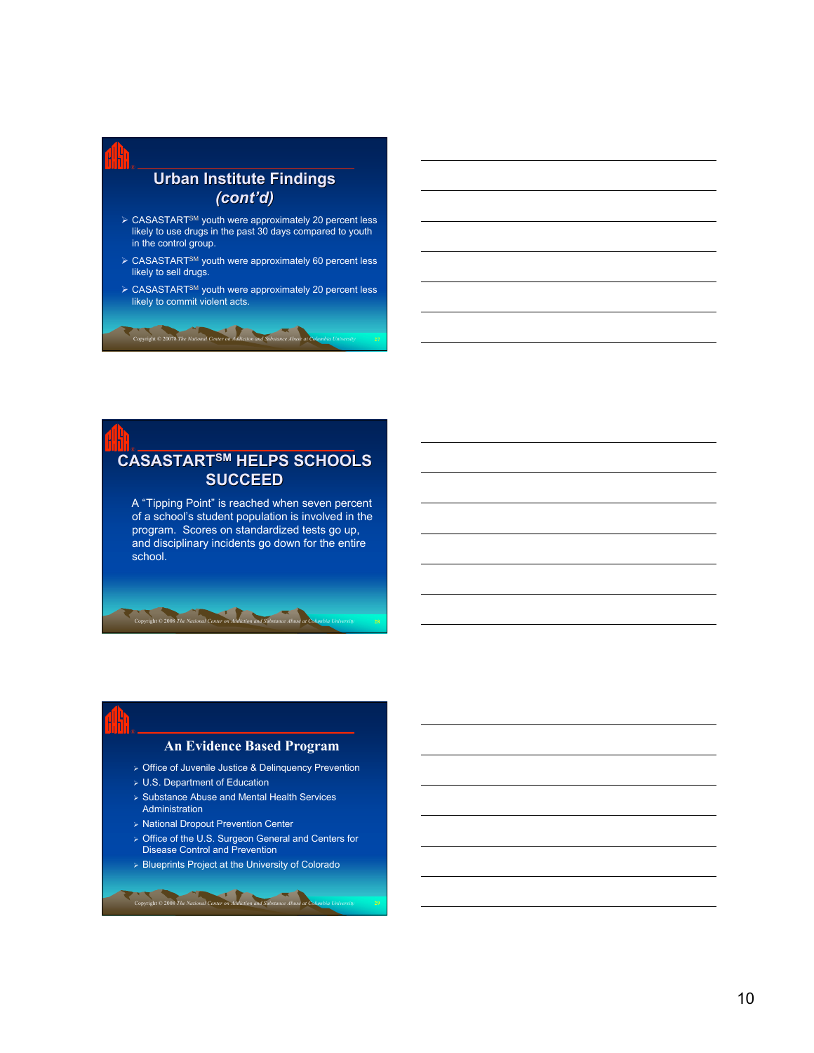## Urban Institute Findings *(cont'd)*

- CASASTART[SM] youth were approximately 20 percent less likely to use drugs in the past 30 days compared to youth in the control group.
- CASASTART[SM] youth were approximately 60 percent less likely to sell drugs.
- CASASTART[SM] youth were approximately 20 percent less likely to commit violent acts.

Copyright © 20078 The National Center on Addiction and Substance Abuse at Columbia University

## CASASTART[SM] HELPS SCHOOLS SUCCEED

A "Tipping Point" is reached when seven percent of a school's student population is involved in the program. Scores on standardized tests go up, and disciplinary incidents go down for the entire school.

Copyright © 2008 The National Center on Addiction and Substance Abuse at Columbia University

## An Evidence Based Program

- Office of Juvenile Justice & Delinquency Prevention
- U.S. Department of Education
- Substance Abuse and Mental Health Services Administration
- National Dropout Prevention Center
- Office of the U.S. Surgeon General and Centers for Disease Control and Prevention
- Blueprints Project at the University of Colorado

Copyright © 2008 The National Center on Addiction and Substance Abuse at Columbia University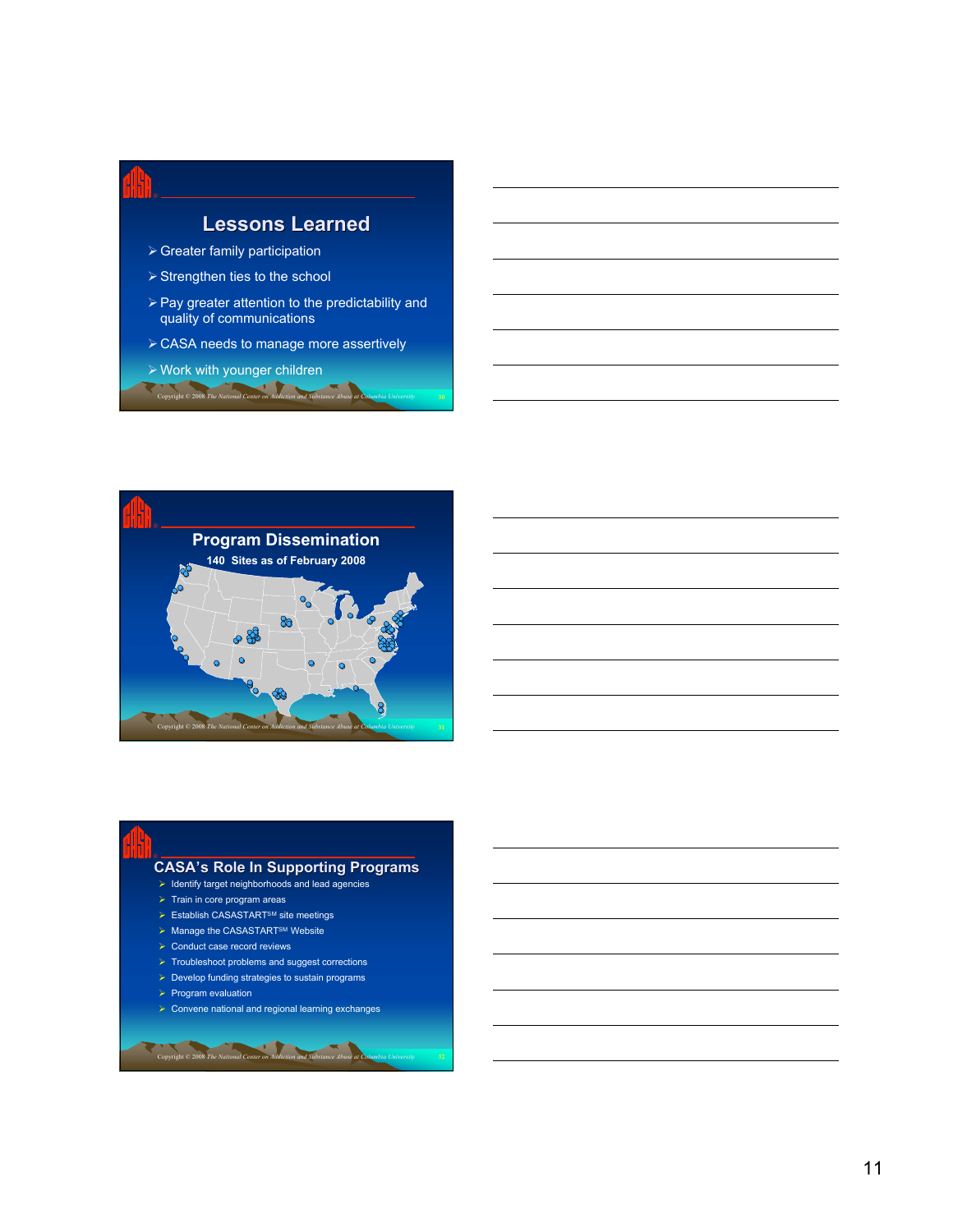## Lessons Learned

- Greater family participation
- Strengthen ties to the school
- Pay greater attention to the predictability and quality of communications
- CASA needs to manage more assertively
- Work with younger children

Copyright © 2008 *The National Center on Addiction and Substance Abuse at Columbia University*

## Program Dissemination

**140 Sites as of February 2008**

Copyright © 2008 *The National Center on Addiction and Substance Abuse at Columbia University*

## CASA's Role In Supporting Programs

- Identify target neighborhoods and lead agencies
- Train in core program areas
- Establish CASASTART[SM] site meetings
- Manage the CASASTART[SM] Website
- Conduct case record reviews
- Troubleshoot problems and suggest corrections
- Develop funding strategies to sustain programs
- Program evaluation
- Convene national and regional learning exchanges

Copyright © 2008 *The National Center on Addiction and Substance Abuse at Columbia University*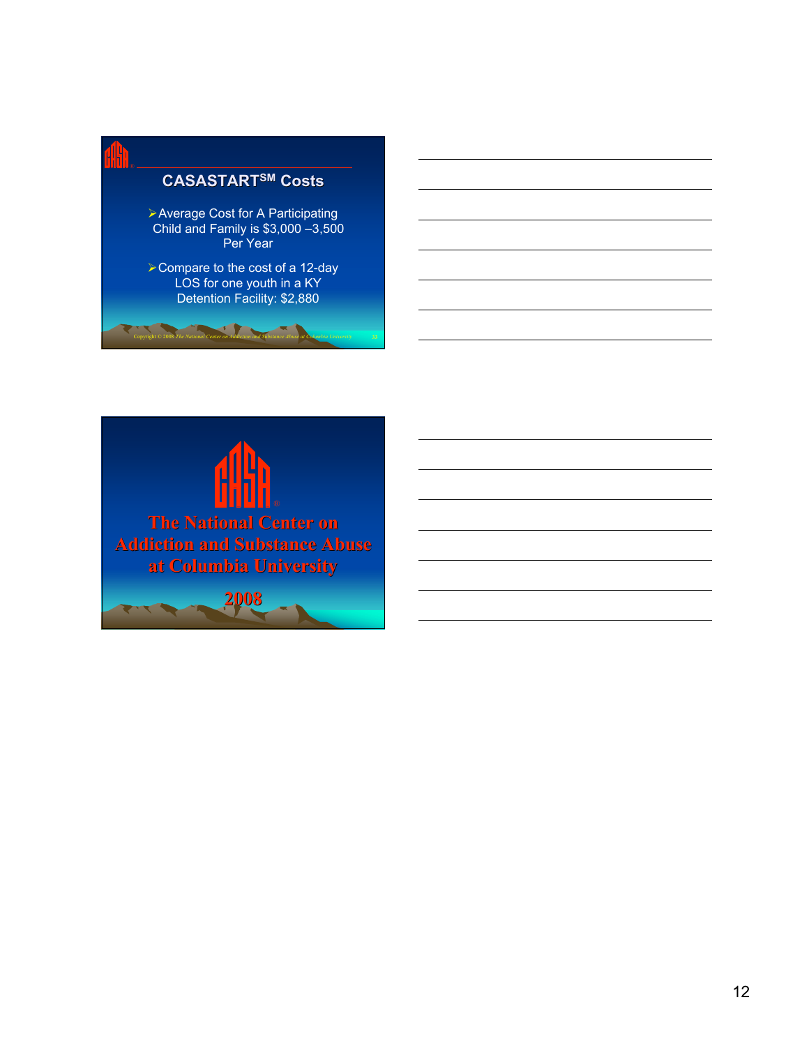## CASASTART[SM] Costs

- Average Cost for A Participating Child and Family is $3,000 –3,500 Per Year
- Compare to the cost of a 12-day LOS for one youth in a KY Detention Facility: $2,880

Copyright © 2008 The National Center on Addiction and Substance Abuse at Columbia University

The National Center on Addiction and Substance Abuse at Columbia University

2008